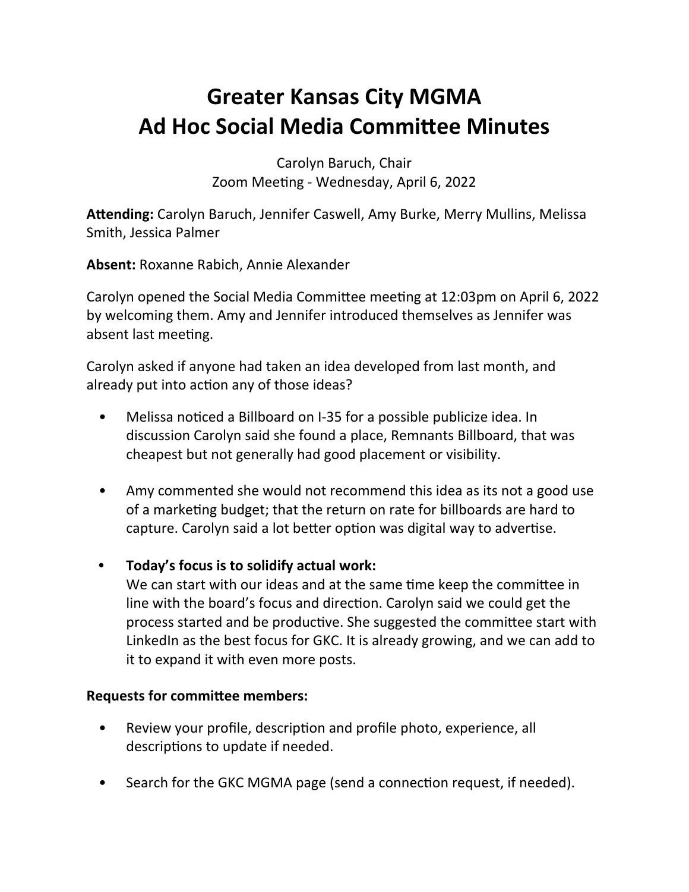# Greater Kansas City MGMA
# Ad Hoc Social Media Committee Minutes

Carolyn Baruch, Chair
Zoom Meeting - Wednesday, April 6, 2022

**Attending:** Carolyn Baruch, Jennifer Caswell, Amy Burke, Merry Mullins, Melissa Smith, Jessica Palmer

**Absent:** Roxanne Rabich, Annie Alexander

Carolyn opened the Social Media Committee meeting at 12:03pm on April 6, 2022 by welcoming them. Amy and Jennifer introduced themselves as Jennifer was absent last meeting.

Carolyn asked if anyone had taken an idea developed from last month, and already put into action any of those ideas?

- Melissa noticed a Billboard on I-35 for a possible publicize idea. In discussion Carolyn said she found a place, Remnants Billboard, that was cheapest but not generally had good placement or visibility.

- Amy commented she would not recommend this idea as its not a good use of a marketing budget; that the return on rate for billboards are hard to capture. Carolyn said a lot better option was digital way to advertise.

- **Today's focus is to solidify actual work:**
  We can start with our ideas and at the same time keep the committee in line with the board's focus and direction. Carolyn said we could get the process started and be productive. She suggested the committee start with LinkedIn as the best focus for GKC. It is already growing, and we can add to it to expand it with even more posts.

**Requests for committee members:**

- Review your profile, description and profile photo, experience, all descriptions to update if needed.

- Search for the GKC MGMA page (send a connection request, if needed).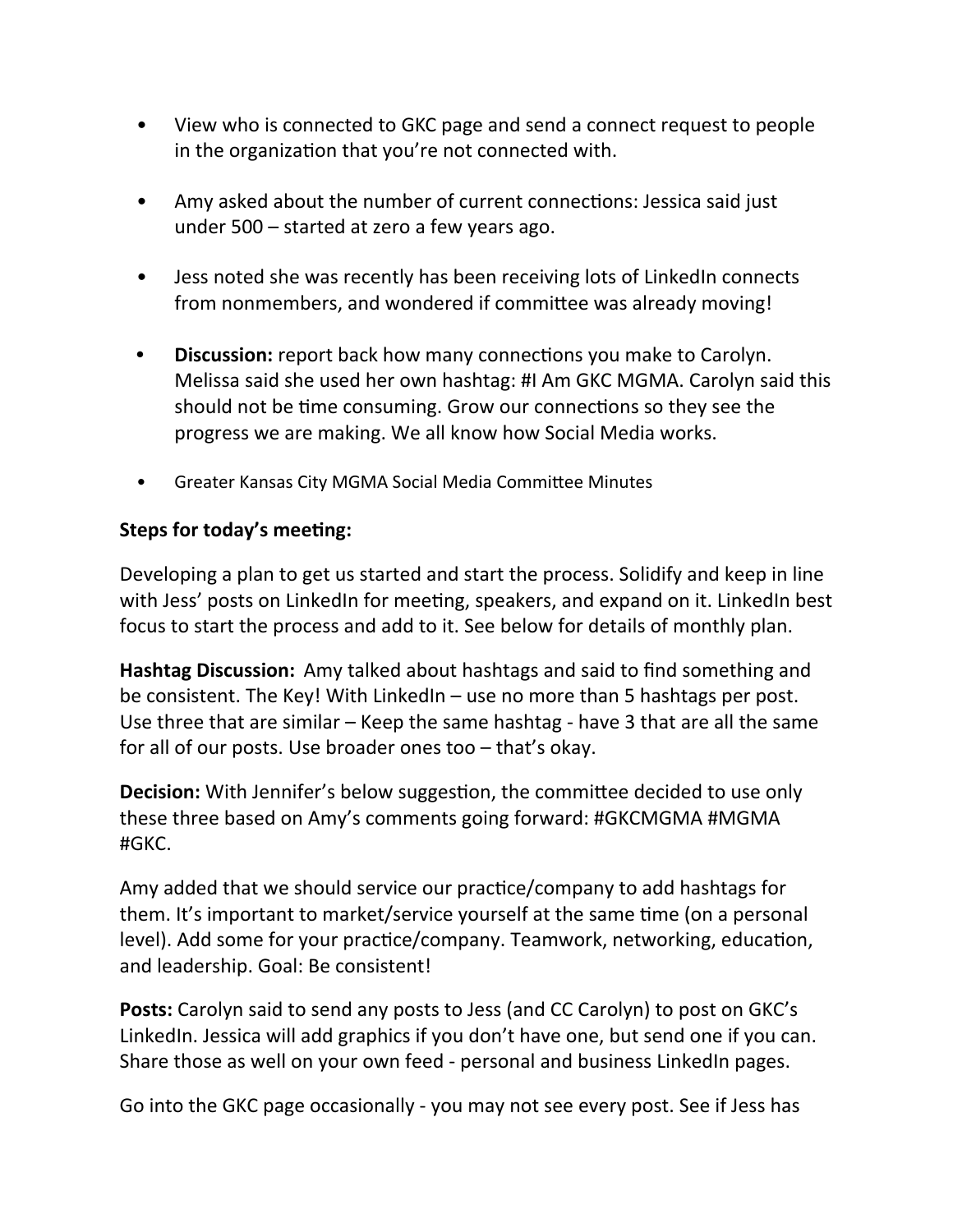- View who is connected to GKC page and send a connect request to people in the organization that you're not connected with.

- Amy asked about the number of current connections: Jessica said just under 500 – started at zero a few years ago.

- Jess noted she was recently has been receiving lots of LinkedIn connects from nonmembers, and wondered if committee was already moving!

- **Discussion:** report back how many connections you make to Carolyn. Melissa said she used her own hashtag: #I Am GKC MGMA. Carolyn said this should not be time consuming. Grow our connections so they see the progress we are making. We all know how Social Media works.

- Greater Kansas City MGMA Social Media Committee Minutes

**Steps for today's meeting:**

Developing a plan to get us started and start the process. Solidify and keep in line with Jess' posts on LinkedIn for meeting, speakers, and expand on it. LinkedIn best focus to start the process and add to it. See below for details of monthly plan.

**Hashtag Discussion:** Amy talked about hashtags and said to find something and be consistent. The Key! With LinkedIn – use no more than 5 hashtags per post. Use three that are similar – Keep the same hashtag - have 3 that are all the same for all of our posts. Use broader ones too – that's okay.

**Decision:** With Jennifer's below suggestion, the committee decided to use only these three based on Amy's comments going forward: #GKCMGMA #MGMA #GKC.

Amy added that we should service our practice/company to add hashtags for them. It's important to market/service yourself at the same time (on a personal level). Add some for your practice/company. Teamwork, networking, education, and leadership. Goal: Be consistent!

**Posts:** Carolyn said to send any posts to Jess (and CC Carolyn) to post on GKC's LinkedIn. Jessica will add graphics if you don't have one, but send one if you can. Share those as well on your own feed - personal and business LinkedIn pages.

Go into the GKC page occasionally - you may not see every post. See if Jess has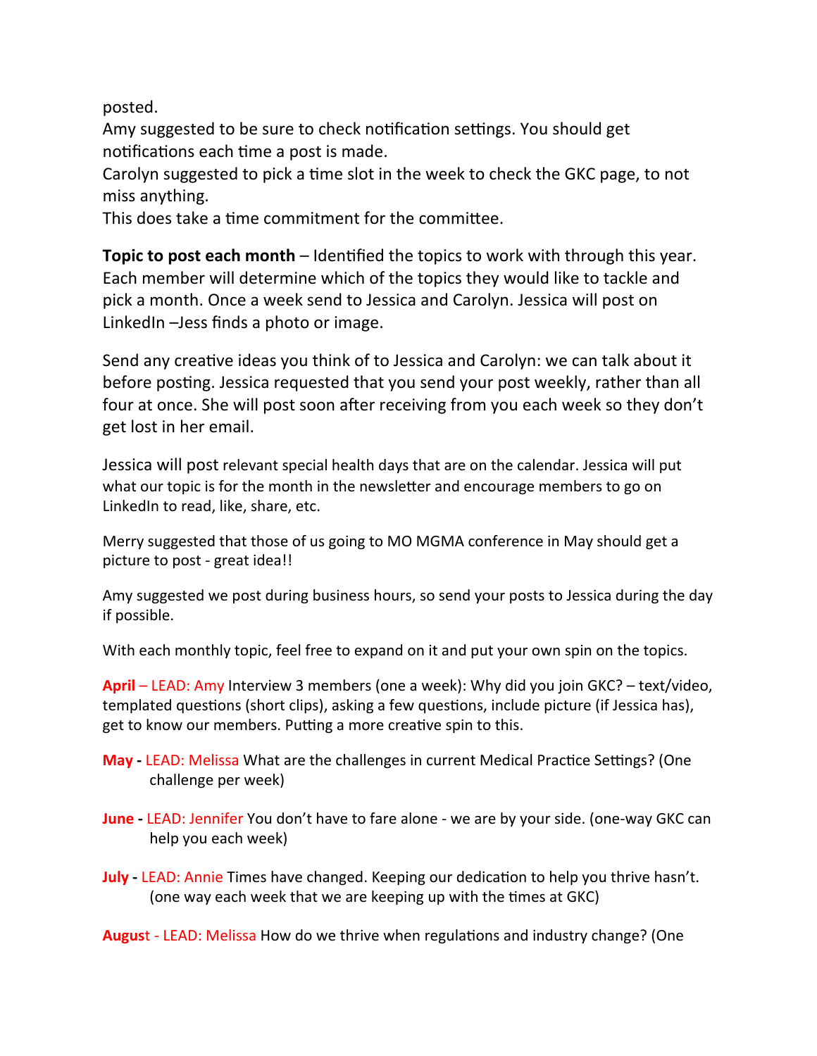posted.
Amy suggested to be sure to check notification settings. You should get notifications each time a post is made.
Carolyn suggested to pick a time slot in the week to check the GKC page, to not miss anything.
This does take a time commitment for the committee.

**Topic to post each month** – Identified the topics to work with through this year. Each member will determine which of the topics they would like to tackle and pick a month. Once a week send to Jessica and Carolyn. Jessica will post on LinkedIn –Jess finds a photo or image.

Send any creative ideas you think of to Jessica and Carolyn: we can talk about it before posting. Jessica requested that you send your post weekly, rather than all four at once. She will post soon after receiving from you each week so they don't get lost in her email.

Jessica will post relevant special health days that are on the calendar. Jessica will put what our topic is for the month in the newsletter and encourage members to go on LinkedIn to read, like, share, etc.

Merry suggested that those of us going to MO MGMA conference in May should get a picture to post - great idea!!

Amy suggested we post during business hours, so send your posts to Jessica during the day if possible.

With each monthly topic, feel free to expand on it and put your own spin on the topics.

**April** – LEAD: Amy Interview 3 members (one a week): Why did you join GKC? – text/video, templated questions (short clips), asking a few questions, include picture (if Jessica has), get to know our members. Putting a more creative spin to this.

**May -** LEAD: Melissa What are the challenges in current Medical Practice Settings? (One challenge per week)

**June -** LEAD: Jennifer You don't have to fare alone - we are by your side. (one-way GKC can help you each week)

**July -** LEAD: Annie Times have changed. Keeping our dedication to help you thrive hasn't. (one way each week that we are keeping up with the times at GKC)

**August** - LEAD: Melissa How do we thrive when regulations and industry change? (One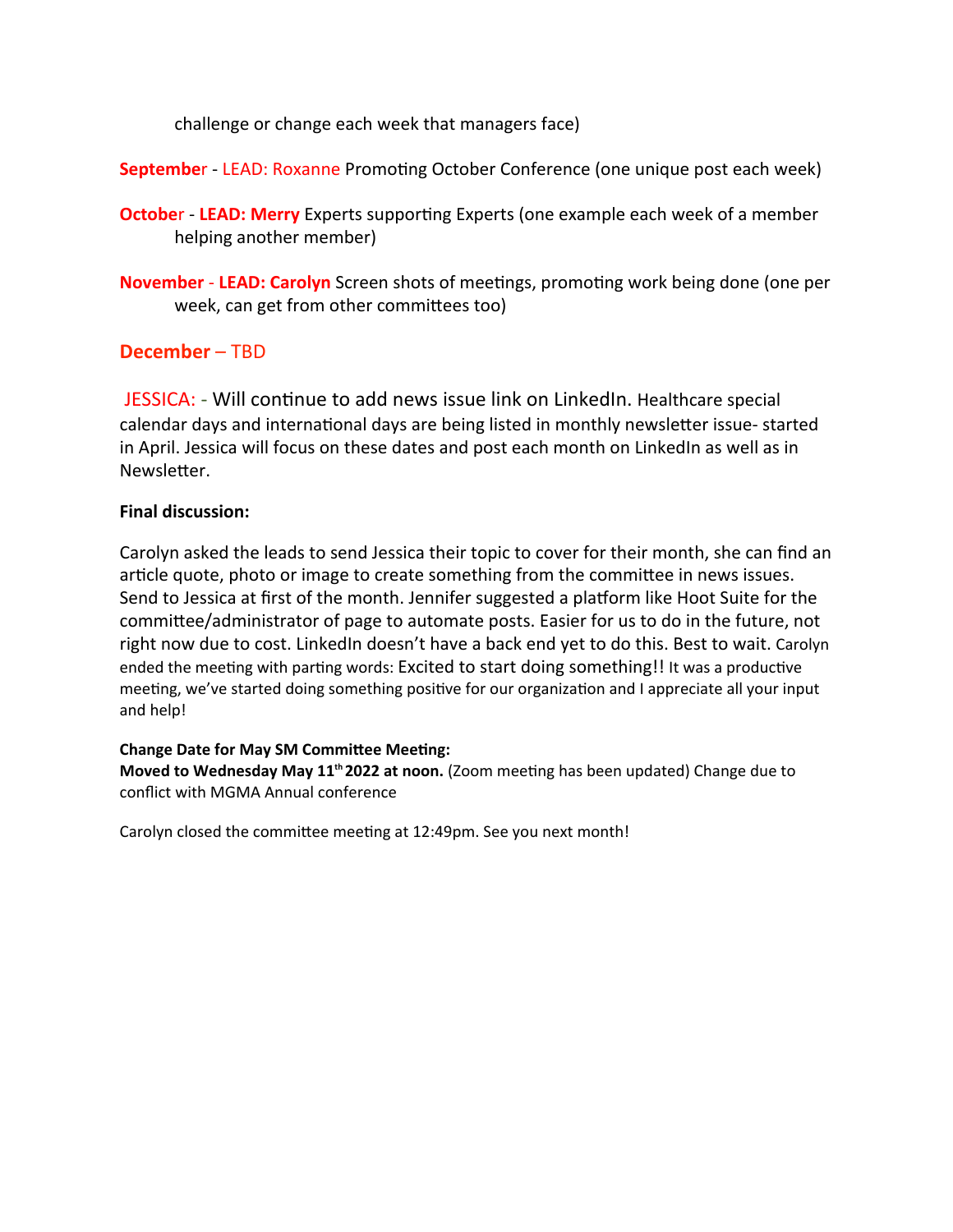challenge or change each week that managers face)

**September** - LEAD: Roxanne Promoting October Conference (one unique post each week)

**October** - **LEAD: Merry** Experts supporting Experts (one example each week of a member helping another member)

**November** - **LEAD: Carolyn** Screen shots of meetings, promoting work being done (one per week, can get from other committees too)

**December** – TBD

JESSICA: - Will continue to add news issue link on LinkedIn. Healthcare special calendar days and international days are being listed in monthly newsletter issue- started in April. Jessica will focus on these dates and post each month on LinkedIn as well as in Newsletter.

**Final discussion:**

Carolyn asked the leads to send Jessica their topic to cover for their month, she can find an article quote, photo or image to create something from the committee in news issues. Send to Jessica at first of the month. Jennifer suggested a platform like Hoot Suite for the committee/administrator of page to automate posts. Easier for us to do in the future, not right now due to cost. LinkedIn doesn't have a back end yet to do this. Best to wait. Carolyn ended the meeting with parting words: Excited to start doing something!! It was a productive meeting, we've started doing something positive for our organization and I appreciate all your input and help!

**Change Date for May SM Committee Meeting:**
**Moved to Wednesday May 11th 2022 at noon.** (Zoom meeting has been updated) Change due to conflict with MGMA Annual conference

Carolyn closed the committee meeting at 12:49pm. See you next month!